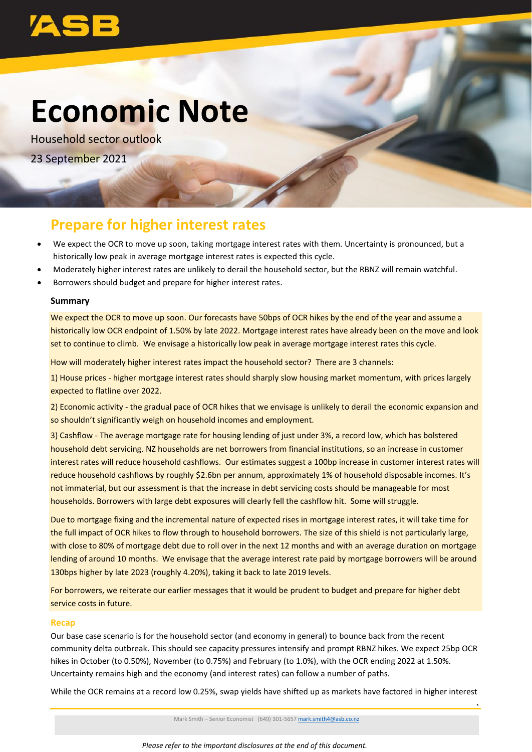ASB

# Economic Note

Household sector outlook

23 September 2021

## Prepare for higher interest rates

- We expect the OCR to move up soon, taking mortgage interest rates with them. Uncertainty is pronounced, but a historically low peak in average mortgage interest rates is expected this cycle.
- Moderately higher interest rates are unlikely to derail the household sector, but the RBNZ will remain watchful.
- Borrowers should budget and prepare for higher interest rates.

### Summary

We expect the OCR to move up soon. Our forecasts have 50bps of OCR hikes by the end of the year and assume a historically low OCR endpoint of 1.50% by late 2022. Mortgage interest rates have already been on the move and look set to continue to climb. We envisage a historically low peak in average mortgage interest rates this cycle.

How will moderately higher interest rates impact the household sector? There are 3 channels:

1) House prices - higher mortgage interest rates should sharply slow housing market momentum, with prices largely expected to flatline over 2022.

2) Economic activity - the gradual pace of OCR hikes that we envisage is unlikely to derail the economic expansion and so shouldn't significantly weigh on household incomes and employment.

3) Cashflow - The average mortgage rate for housing lending of just under 3%, a record low, which has bolstered household debt servicing. NZ households are net borrowers from financial institutions, so an increase in customer interest rates will reduce household cashflows. Our estimates suggest a 100bp increase in customer interest rates will reduce household cashflows by roughly $2.6bn per annum, approximately 1% of household disposable incomes. It's not immaterial, but our assessment is that the increase in debt servicing costs should be manageable for most households. Borrowers with large debt exposures will clearly fell the cashflow hit. Some will struggle.

Due to mortgage fixing and the incremental nature of expected rises in mortgage interest rates, it will take time for the full impact of OCR hikes to flow through to household borrowers. The size of this shield is not particularly large, with close to 80% of mortgage debt due to roll over in the next 12 months and with an average duration on mortgage lending of around 10 months. We envisage that the average interest rate paid by mortgage borrowers will be around 130bps higher by late 2023 (roughly 4.20%), taking it back to late 2019 levels.

For borrowers, we reiterate our earlier messages that it would be prudent to budget and prepare for higher debt service costs in future.

### Recap

Our base case scenario is for the household sector (and economy in general) to bounce back from the recent community delta outbreak. This should see capacity pressures intensify and prompt RBNZ hikes. We expect 25bp OCR hikes in October (to 0.50%), November (to 0.75%) and February (to 1.0%), with the OCR ending 2022 at 1.50%. Uncertainty remains high and the economy (and interest rates) can follow a number of paths.

While the OCR remains at a record low 0.25%, swap yields have shifted up as markets have factored in higher interest

Mark Smith – Senior Economist (649) 301-5657 mark.smith4@asb.co.nz

*Please refer to the important disclosures at the end of this document.*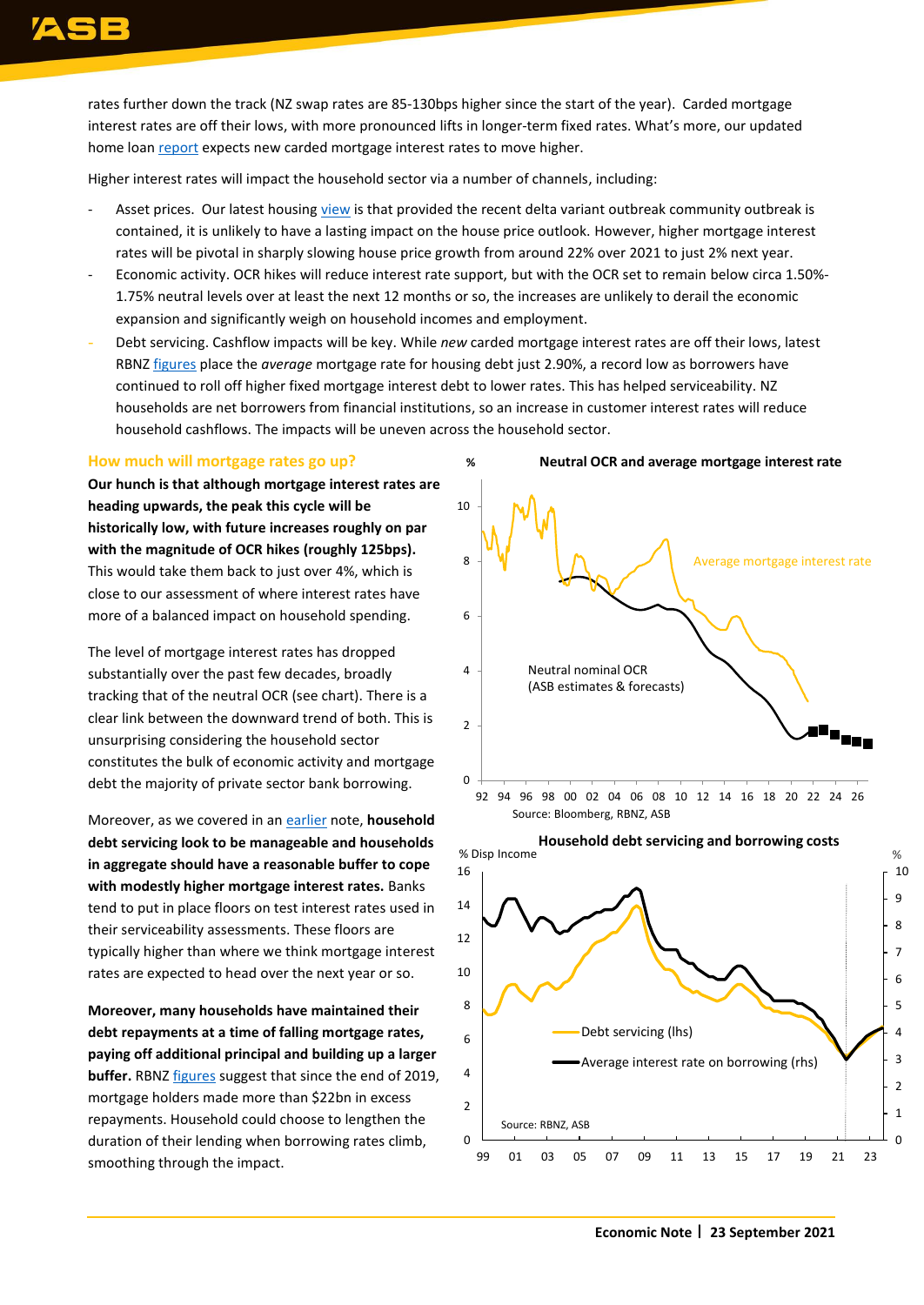rates further down the track (NZ swap rates are 85-130bps higher since the start of the year). Carded mortgage interest rates are off their lows, with more pronounced lifts in longer-term fixed rates. What's more, our updated home loan report expects new carded mortgage interest rates to move higher.

Higher interest rates will impact the household sector via a number of channels, including:

- Asset prices. Our latest housing view is that provided the recent delta variant outbreak community outbreak is contained, it is unlikely to have a lasting impact on the house price outlook. However, higher mortgage interest rates will be pivotal in sharply slowing house price growth from around 22% over 2021 to just 2% next year.
- Economic activity. OCR hikes will reduce interest rate support, but with the OCR set to remain below circa 1.50%-1.75% neutral levels over at least the next 12 months or so, the increases are unlikely to derail the economic expansion and significantly weigh on household incomes and employment.
- Debt servicing. Cashflow impacts will be key. While *new* carded mortgage interest rates are off their lows, latest RBNZ figures place the *average* mortgage rate for housing debt just 2.90%, a record low as borrowers have continued to roll off higher fixed mortgage interest debt to lower rates. This has helped serviceability. NZ households are net borrowers from financial institutions, so an increase in customer interest rates will reduce household cashflows. The impacts will be uneven across the household sector.

## How much will mortgage rates go up?

**Our hunch is that although mortgage interest rates are heading upwards, the peak this cycle will be historically low, with future increases roughly on par with the magnitude of OCR hikes (roughly 125bps).** This would take them back to just over 4%, which is close to our assessment of where interest rates have more of a balanced impact on household spending.

The level of mortgage interest rates has dropped substantially over the past few decades, broadly tracking that of the neutral OCR (see chart). There is a clear link between the downward trend of both. This is unsurprising considering the household sector constitutes the bulk of economic activity and mortgage debt the majority of private sector bank borrowing.

Moreover, as we covered in an earlier note, **household debt servicing look to be manageable and households in aggregate should have a reasonable buffer to cope with modestly higher mortgage interest rates.** Banks tend to put in place floors on test interest rates used in their serviceability assessments. These floors are typically higher than where we think mortgage interest rates are expected to head over the next year or so.

**Moreover, many households have maintained their debt repayments at a time of falling mortgage rates, paying off additional principal and building up a larger buffer.** RBNZ figures suggest that since the end of 2019, mortgage holders made more than $22bn in excess repayments. Household could choose to lengthen the duration of their lending when borrowing rates climb, smoothing through the impact.

**Neutral OCR and average mortgage interest rate**

Source: Bloomberg, RBNZ, ASB

**Household debt servicing and borrowing costs**

Source: RBNZ, ASB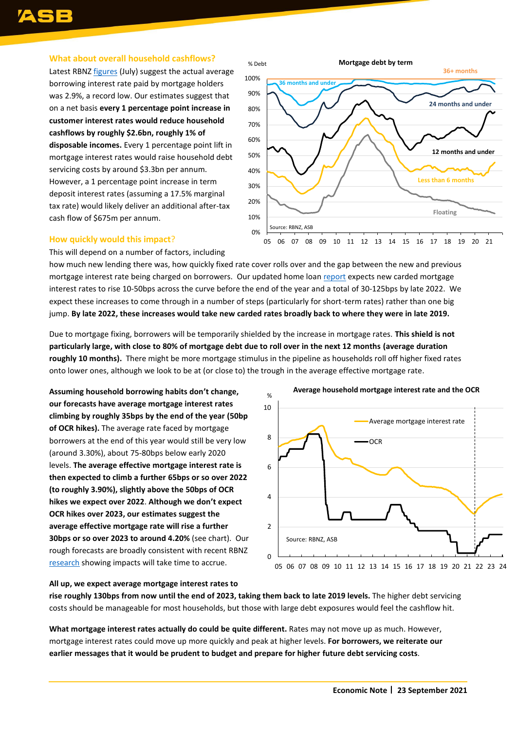## What about overall household cashflows?

Latest RBNZ [figures](#) (July) suggest the actual average borrowing interest rate paid by mortgage holders was 2.9%, a record low. Our estimates suggest that on a net basis **every 1 percentage point increase in customer interest rates would reduce household cashflows by roughly $2.6bn, roughly 1% of disposable incomes.** Every 1 percentage point lift in mortgage interest rates would raise household debt servicing costs by around $3.3bn per annum. However, a 1 percentage point increase in term deposit interest rates (assuming a 17.5% marginal tax rate) would likely deliver an additional after-tax cash flow of $675m per annum.

## How quickly would this impact?

This will depend on a number of factors, including how much new lending there was, how quickly fixed rate cover rolls over and the gap between the new and previous mortgage interest rate being charged on borrowers. Our updated home loan [report](#) expects new carded mortgage interest rates to rise 10-50bps across the curve before the end of the year and a total of 30-125bps by late 2022. We expect these increases to come through in a number of steps (particularly for short-term rates) rather than one big jump. **By late 2022, these increases would take new carded rates broadly back to where they were in late 2019.**

Due to mortgage fixing, borrowers will be temporarily shielded by the increase in mortgage rates. **This shield is not particularly large, with close to 80% of mortgage debt due to roll over in the next 12 months (average duration roughly 10 months).** There might be more mortgage stimulus in the pipeline as households roll off higher fixed rates onto lower ones, although we look to be at (or close to) the trough in the average effective mortgage rate.

**Assuming household borrowing habits don't change, our forecasts have average mortgage interest rates climbing by roughly 35bps by the end of the year (50bp of OCR hikes).** The average rate faced by mortgage borrowers at the end of this year would still be very low (around 3.30%), about 75-80bps below early 2020 levels. **The average effective mortgage interest rate is then expected to climb a further 65bps or so over 2022 (to roughly 3.90%), slightly above the 50bps of OCR hikes we expect over 2022**. **Although we don't expect OCR hikes over 2023, our estimates suggest the average effective mortgage rate will rise a further 30bps or so over 2023 to around 4.20%** (see chart). Our rough forecasts are broadly consistent with recent RBNZ [research](#) showing impacts will take time to accrue.

**All up, we expect average mortgage interest rates to rise roughly 130bps from now until the end of 2023, taking them back to late 2019 levels.** The higher debt servicing costs should be manageable for most households, but those with large debt exposures would feel the cashflow hit.

**What mortgage interest rates actually do could be quite different.** Rates may not move up as much. However, mortgage interest rates could move up more quickly and peak at higher levels. **For borrowers, we reiterate our earlier messages that it would be prudent to budget and prepare for higher future debt servicing costs.**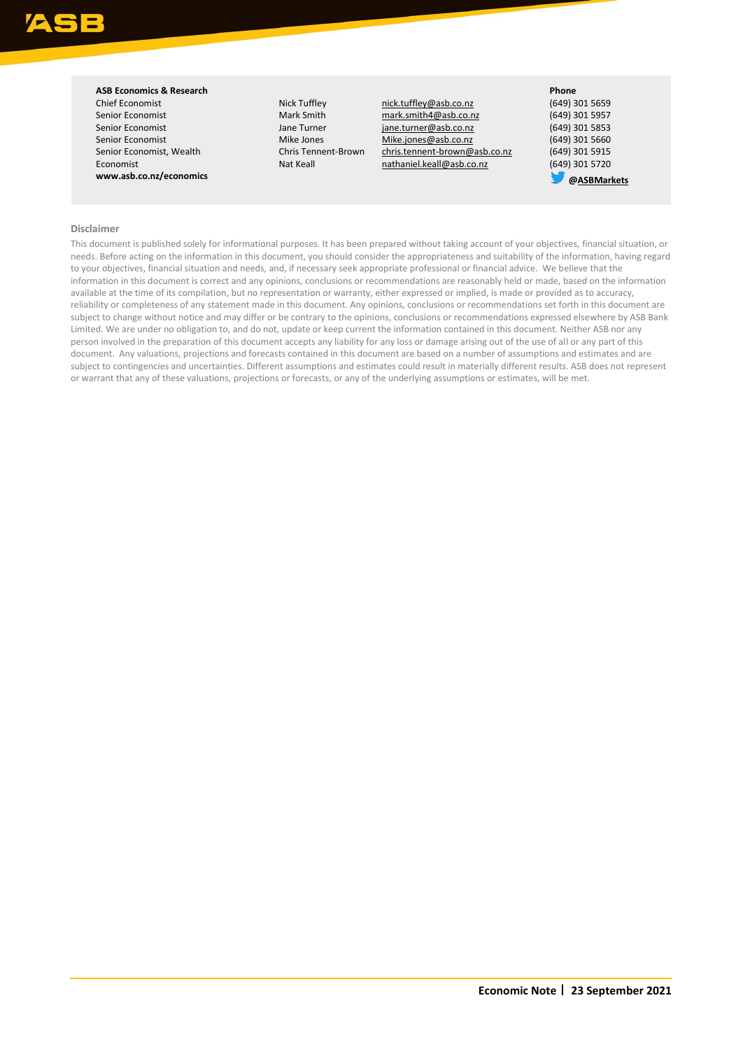| ASB Economics & Research | | | Phone |
| --- | --- | --- | --- |
| Chief Economist | Nick Tuffley | nick.tuffley@asb.co.nz | (649) 301 5659 |
| Senior Economist | Mark Smith | mark.smith4@asb.co.nz | (649) 301 5957 |
| Senior Economist | Jane Turner | jane.turner@asb.co.nz | (649) 301 5853 |
| Senior Economist | Mike Jones | Mike.jones@asb.co.nz | (649) 301 5660 |
| Senior Economist, Wealth | Chris Tennent-Brown | chris.tennent-brown@asb.co.nz | (649) 301 5915 |
| Economist | Nat Keall | nathaniel.keall@asb.co.nz | (649) 301 5720 |
| **www.asb.co.nz/economics** | | | **@ASBMarkets** |

**Disclaimer**

This document is published solely for informational purposes. It has been prepared without taking account of your objectives, financial situation, or needs. Before acting on the information in this document, you should consider the appropriateness and suitability of the information, having regard to your objectives, financial situation and needs, and, if necessary seek appropriate professional or financial advice. We believe that the information in this document is correct and any opinions, conclusions or recommendations are reasonably held or made, based on the information available at the time of its compilation, but no representation or warranty, either expressed or implied, is made or provided as to accuracy, reliability or completeness of any statement made in this document. Any opinions, conclusions or recommendations set forth in this document are subject to change without notice and may differ or be contrary to the opinions, conclusions or recommendations expressed elsewhere by ASB Bank Limited. We are under no obligation to, and do not, update or keep current the information contained in this document. Neither ASB nor any person involved in the preparation of this document accepts any liability for any loss or damage arising out of the use of all or any part of this document. Any valuations, projections and forecasts contained in this document are based on a number of assumptions and estimates and are subject to contingencies and uncertainties. Different assumptions and estimates could result in materially different results. ASB does not represent or warrant that any of these valuations, projections or forecasts, or any of the underlying assumptions or estimates, will be met.